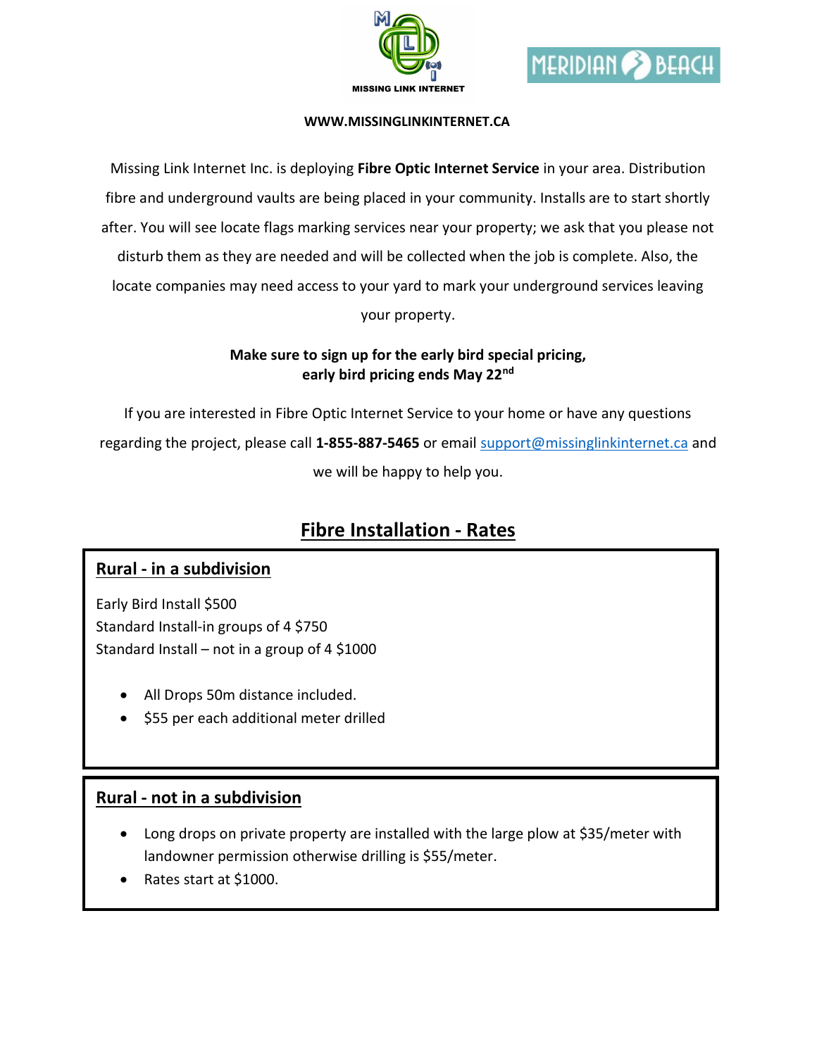MISSING LINK INTERNET

MERIDIAN BEACH

**WWW.MISSINGLINKINTERNET.CA**

Missing Link Internet Inc. is deploying **Fibre Optic Internet Service** in your area. Distribution fibre and underground vaults are being placed in your community. Installs are to start shortly after. You will see locate flags marking services near your property; we ask that you please not disturb them as they are needed and will be collected when the job is complete. Also, the locate companies may need access to your yard to mark your underground services leaving your property.

**Make sure to sign up for the early bird special pricing, early bird pricing ends May 22nd**

If you are interested in Fibre Optic Internet Service to your home or have any questions regarding the project, please call **1-855-887-5465** or email support@missinglinkinternet.ca and we will be happy to help you.

## Fibre Installation - Rates

### Rural - in a subdivision

Early Bird Install $500
Standard Install-in groups of 4 $750
Standard Install – not in a group of 4 $1000

- All Drops 50m distance included.
- $55 per each additional meter drilled

### Rural - not in a subdivision

- Long drops on private property are installed with the large plow at $35/meter with landowner permission otherwise drilling is $55/meter.
- Rates start at $1000.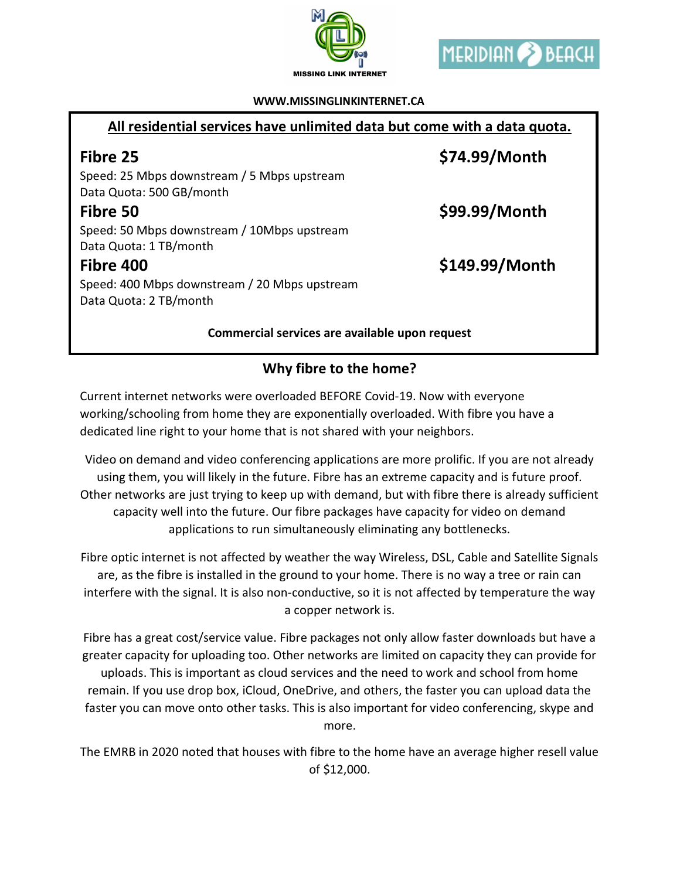MISSING LINK INTERNET

MERIDIAN BEACH

**WWW.MISSINGLINKINTERNET.CA**

**All residential services have unlimited data but come with a data quota.**

**Fibre 25** — **$74.99/Month**

Speed: 25 Mbps downstream / 5 Mbps upstream
Data Quota: 500 GB/month

**Fibre 50** — **$99.99/Month**

Speed: 50 Mbps downstream / 10Mbps upstream
Data Quota: 1 TB/month

**Fibre 400** — **$149.99/Month**

Speed: 400 Mbps downstream / 20 Mbps upstream
Data Quota: 2 TB/month

**Commercial services are available upon request**

## Why fibre to the home?

Current internet networks were overloaded BEFORE Covid-19. Now with everyone working/schooling from home they are exponentially overloaded. With fibre you have a dedicated line right to your home that is not shared with your neighbors.

Video on demand and video conferencing applications are more prolific. If you are not already using them, you will likely in the future. Fibre has an extreme capacity and is future proof. Other networks are just trying to keep up with demand, but with fibre there is already sufficient capacity well into the future. Our fibre packages have capacity for video on demand applications to run simultaneously eliminating any bottlenecks.

Fibre optic internet is not affected by weather the way Wireless, DSL, Cable and Satellite Signals are, as the fibre is installed in the ground to your home. There is no way a tree or rain can interfere with the signal. It is also non-conductive, so it is not affected by temperature the way a copper network is.

Fibre has a great cost/service value. Fibre packages not only allow faster downloads but have a greater capacity for uploading too. Other networks are limited on capacity they can provide for uploads. This is important as cloud services and the need to work and school from home remain. If you use drop box, iCloud, OneDrive, and others, the faster you can upload data the faster you can move onto other tasks. This is also important for video conferencing, skype and more.

The EMRB in 2020 noted that houses with fibre to the home have an average higher resell value of $12,000.